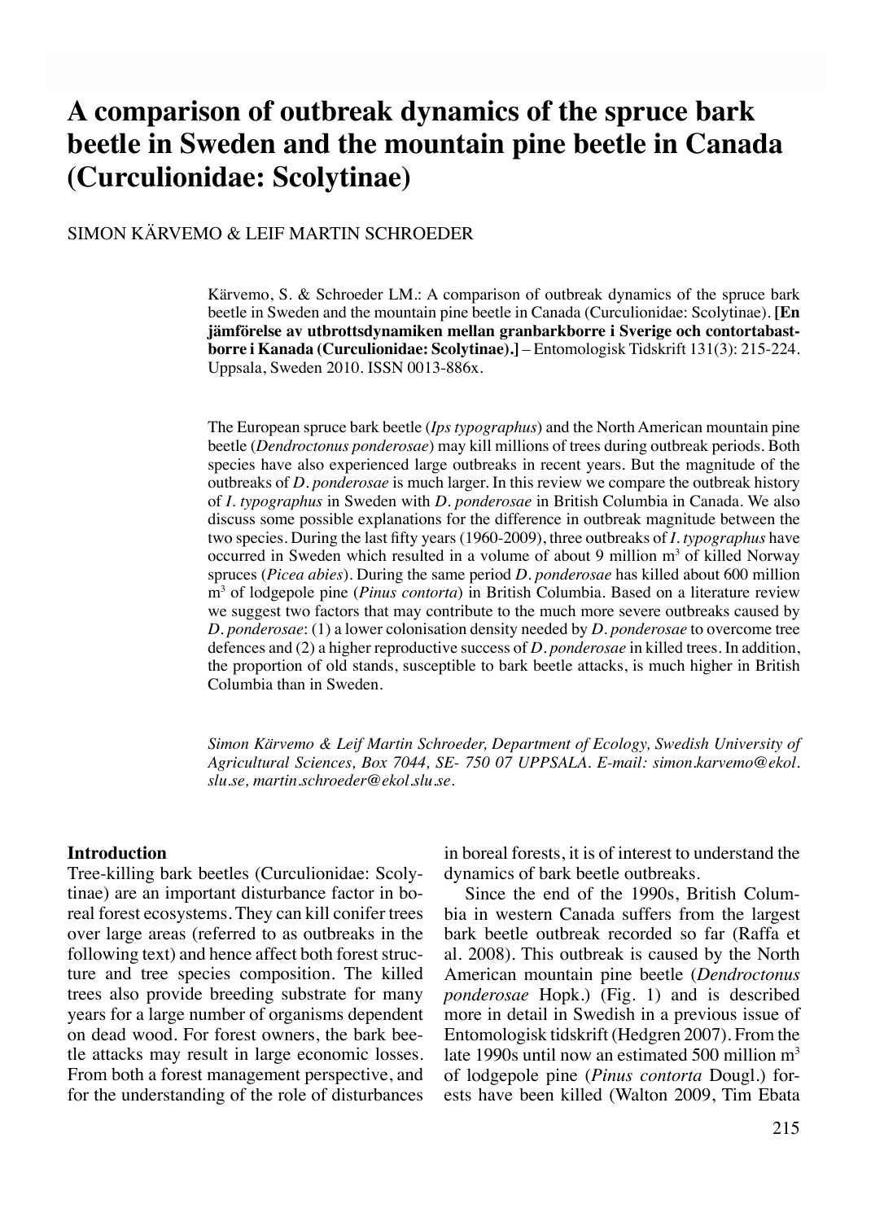# A comparison of outbreak dynamics of the spruce bark beetle in Sweden and the mountain pine beetle in Canada (Curculionidae: Scolytinae)

SIMON KÄRVEMO & LEIF MARTIN SCHROEDER

Kärvemo, S. & Schroeder LM.: A comparison of outbreak dynamics of the spruce bark beetle in Sweden and the mountain pine beetle in Canada (Curculionidae: Scolytinae). **[En jämförelse av utbrottsdynamiken mellan granbarkborre i Sverige och contortabastborre i Kanada (Curculionidae: Scolytinae).]** – Entomologisk Tidskrift 131(3): 215-224. Uppsala, Sweden 2010. ISSN 0013-886x.

The European spruce bark beetle (*Ips typographus*) and the North American mountain pine beetle (*Dendroctonus ponderosae*) may kill millions of trees during outbreak periods. Both species have also experienced large outbreaks in recent years. But the magnitude of the outbreaks of *D. ponderosae* is much larger. In this review we compare the outbreak history of *I. typographus* in Sweden with *D. ponderosae* in British Columbia in Canada. We also discuss some possible explanations for the difference in outbreak magnitude between the two species. During the last fifty years (1960-2009), three outbreaks of *I. typographus* have occurred in Sweden which resulted in a volume of about 9 million m$^3$ of killed Norway spruces (*Picea abies*). During the same period *D. ponderosae* has killed about 600 million m$^3$ of lodgepole pine (*Pinus contorta*) in British Columbia. Based on a literature review we suggest two factors that may contribute to the much more severe outbreaks caused by *D. ponderosae*: (1) a lower colonisation density needed by *D. ponderosae* to overcome tree defences and (2) a higher reproductive success of *D. ponderosae* in killed trees. In addition, the proportion of old stands, susceptible to bark beetle attacks, is much higher in British Columbia than in Sweden.

*Simon Kärvemo & Leif Martin Schroeder, Department of Ecology, Swedish University of Agricultural Sciences, Box 7044, SE- 750 07 UPPSALA. E-mail: simon.karvemo@ekol.slu.se, martin.schroeder@ekol.slu.se.*

## Introduction

Tree-killing bark beetles (Curculionidae: Scolytinae) are an important disturbance factor in boreal forest ecosystems. They can kill conifer trees over large areas (referred to as outbreaks in the following text) and hence affect both forest structure and tree species composition. The killed trees also provide breeding substrate for many years for a large number of organisms dependent on dead wood. For forest owners, the bark beetle attacks may result in large economic losses. From both a forest management perspective, and for the understanding of the role of disturbances in boreal forests, it is of interest to understand the dynamics of bark beetle outbreaks.

Since the end of the 1990s, British Columbia in western Canada suffers from the largest bark beetle outbreak recorded so far (Raffa et al. 2008). This outbreak is caused by the North American mountain pine beetle (*Dendroctonus ponderosae* Hopk.) (Fig. 1) and is described more in detail in Swedish in a previous issue of Entomologisk tidskrift (Hedgren 2007). From the late 1990s until now an estimated 500 million m$^3$ of lodgepole pine (*Pinus contorta* Dougl.) forests have been killed (Walton 2009, Tim Ebata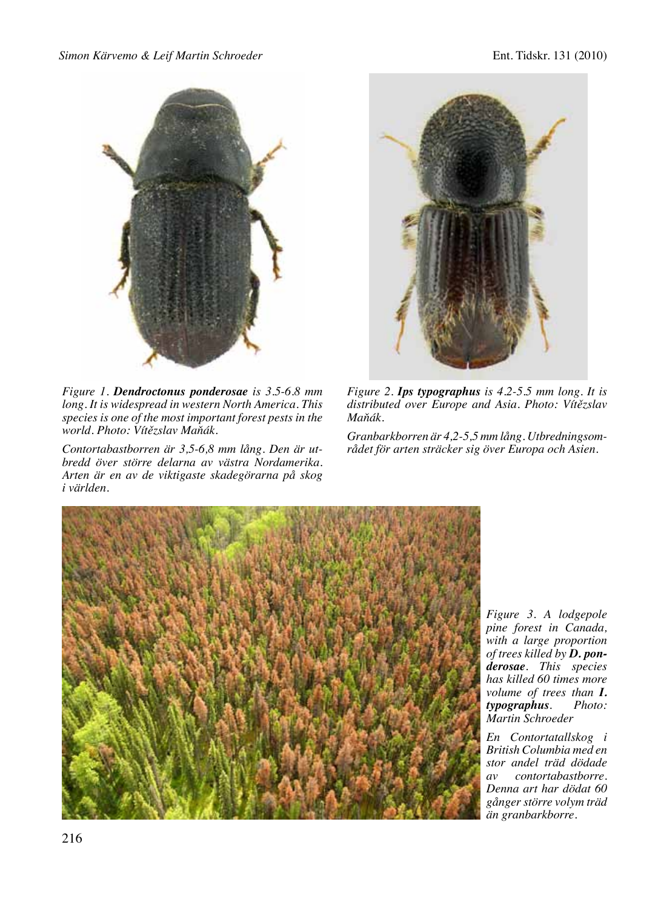*Figure 1. **Dendroctonus ponderosae** is 3.5-6.8 mm long. It is widespread in western North America. This species is one of the most important forest pests in the world. Photo: Vítězslav Maňák.*

*Contortabastborren är 3,5-6,8 mm lång. Den är utbredd över större delarna av västra Nordamerika. Arten är en av de viktigaste skadegörarna på skog i världen.*

*Figure 2. **Ips typographus** is 4.2-5.5 mm long. It is distributed over Europe and Asia. Photo: Vítězslav Maňák.*

*Granbarkborren är 4,2-5,5 mm lång. Utbredningsområdet för arten sträcker sig över Europa och Asien.*

*Figure 3. A lodgepole pine forest in Canada, with a large proportion of trees killed by **D. ponderosae**. This species has killed 60 times more volume of trees than **I. typographus**. Photo: Martin Schroeder*

*En Contortatallskog i British Columbia med en stor andel träd dödade av contortabastborre. Denna art har dödat 60 gånger större volym träd än granbarkborre.*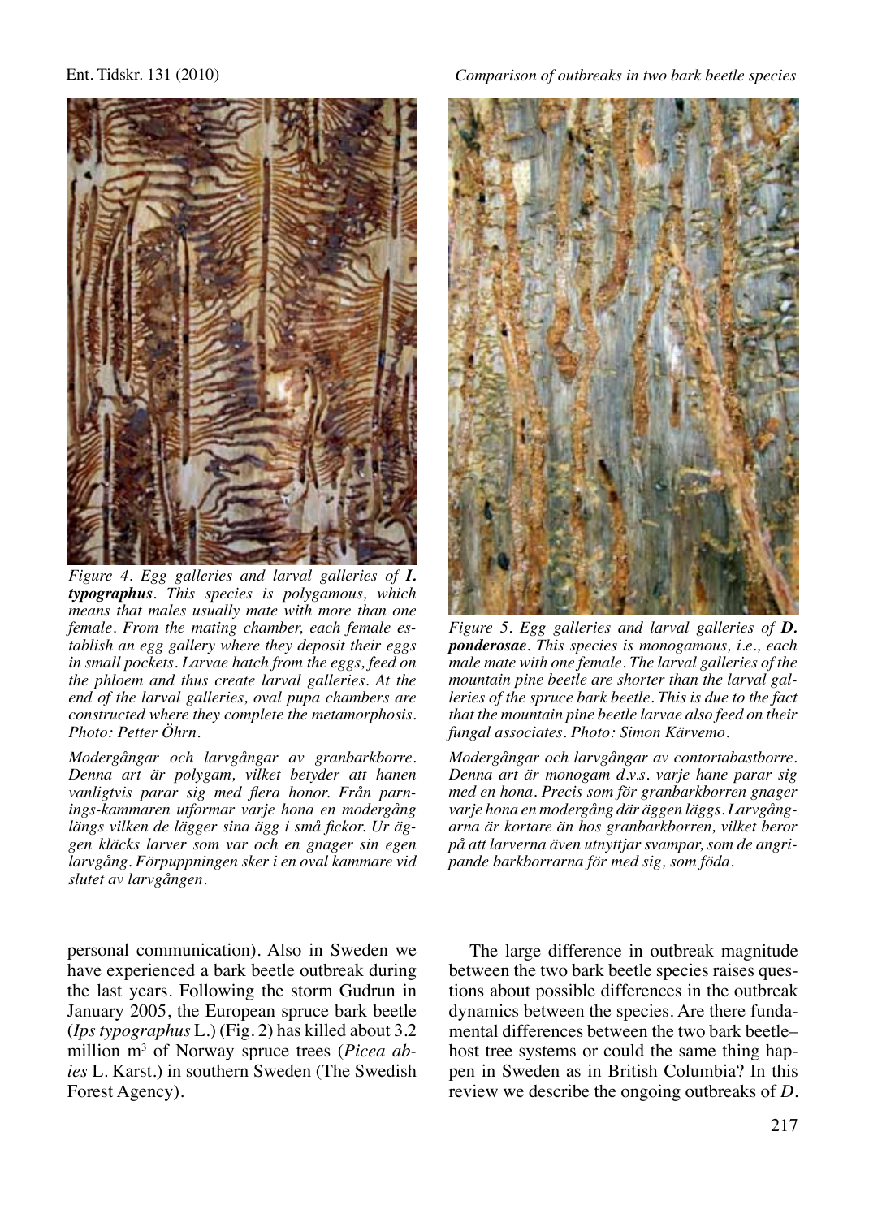*Figure 4. Egg galleries and larval galleries of **I. typographus**. This species is polygamous, which means that males usually mate with more than one female. From the mating chamber, each female establish an egg gallery where they deposit their eggs in small pockets. Larvae hatch from the eggs, feed on the phloem and thus create larval galleries. At the end of the larval galleries, oval pupa chambers are constructed where they complete the metamorphosis. Photo: Petter Öhrn.*

*Modergångar och larvgångar av granbarkborre. Denna art är polygam, vilket betyder att hanen vanligtvis parar sig med flera honor. Från parnings-kammaren utformar varje hona en modergång längs vilken de lägger sina ägg i små fickor. Ur äggen kläcks larver som var och en gnager sin egen larvgång. Förpuppningen sker i en oval kammare vid slutet av larvgången.*

*Figure 5. Egg galleries and larval galleries of **D. ponderosae**. This species is monogamous, i.e., each male mate with one female. The larval galleries of the mountain pine beetle are shorter than the larval galleries of the spruce bark beetle. This is due to the fact that the mountain pine beetle larvae also feed on their fungal associates. Photo: Simon Kärvemo.*

*Modergångar och larvgångar av contortabastborre. Denna art är monogam d.v.s. varje hane parar sig med en hona. Precis som för granbarkborren gnager varje hona en modergång där äggen läggs. Larvgångarna är kortare än hos granbarkborren, vilket beror på att larverna även utnyttjar svampar, som de angripande barkborrarna för med sig, som föda.*

personal communication). Also in Sweden we have experienced a bark beetle outbreak during the last years. Following the storm Gudrun in January 2005, the European spruce bark beetle (*Ips typographus* L.) (Fig. 2) has killed about 3.2 million $m^3$ of Norway spruce trees (*Picea abies* L. Karst.) in southern Sweden (The Swedish Forest Agency).

The large difference in outbreak magnitude between the two bark beetle species raises questions about possible differences in the outbreak dynamics between the species. Are there fundamental differences between the two bark beetle–host tree systems or could the same thing happen in Sweden as in British Columbia? In this review we describe the ongoing outbreaks of *D.*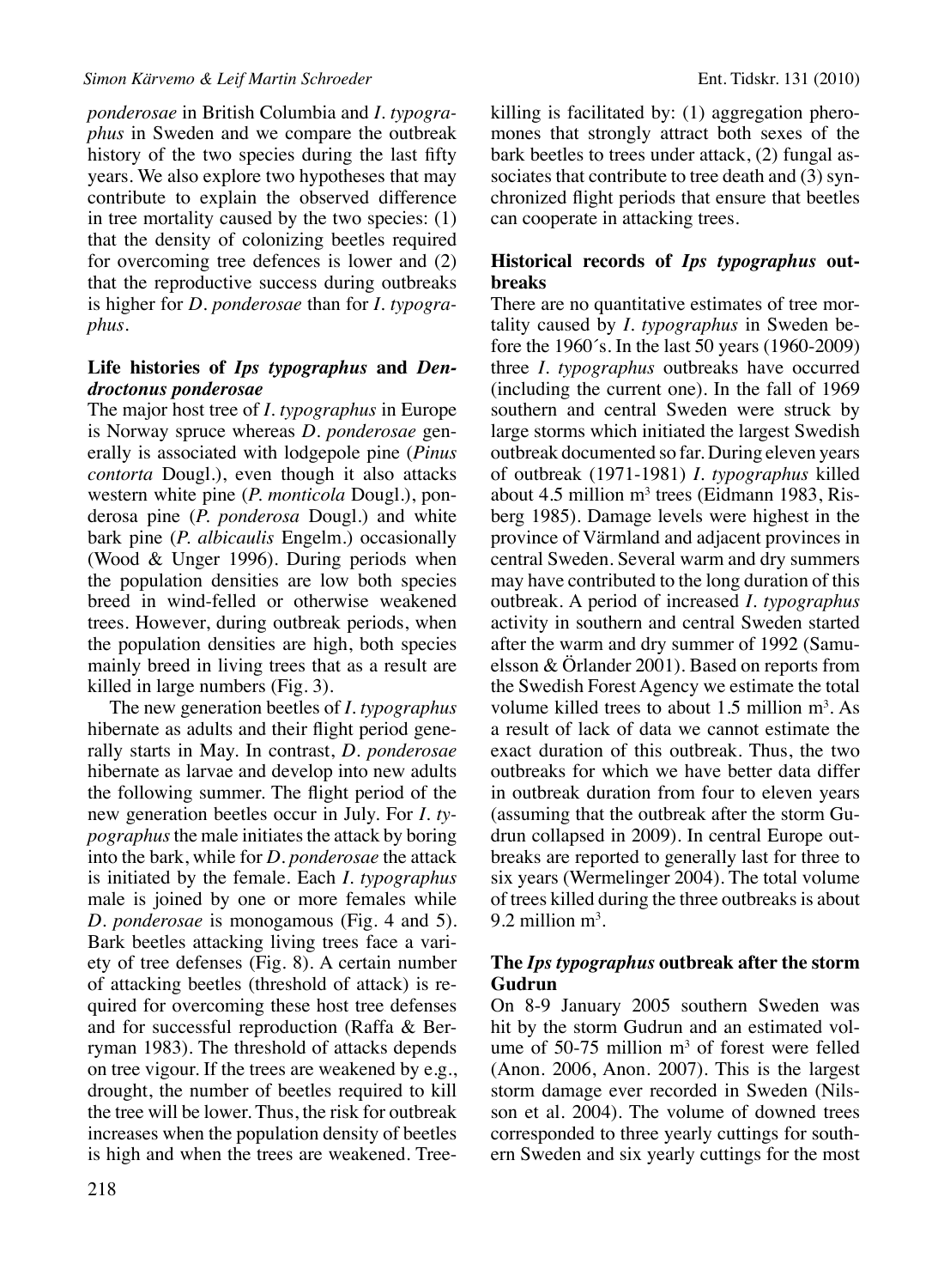*ponderosae* in British Columbia and *I. typographus* in Sweden and we compare the outbreak history of the two species during the last fifty years. We also explore two hypotheses that may contribute to explain the observed difference in tree mortality caused by the two species: (1) that the density of colonizing beetles required for overcoming tree defences is lower and (2) that the reproductive success during outbreaks is higher for *D. ponderosae* than for *I. typographus*.

## Life histories of *Ips typographus* and *Dendroctonus ponderosae*

The major host tree of *I. typographus* in Europe is Norway spruce whereas *D. ponderosae* generally is associated with lodgepole pine (*Pinus contorta* Dougl.), even though it also attacks western white pine (*P. monticola* Dougl.), ponderosa pine (*P. ponderosa* Dougl.) and white bark pine (*P. albicaulis* Engelm.) occasionally (Wood & Unger 1996). During periods when the population densities are low both species breed in wind-felled or otherwise weakened trees. However, during outbreak periods, when the population densities are high, both species mainly breed in living trees that as a result are killed in large numbers (Fig. 3).

The new generation beetles of *I. typographus* hibernate as adults and their flight period generally starts in May. In contrast, *D. ponderosae* hibernate as larvae and develop into new adults the following summer. The flight period of the new generation beetles occur in July. For *I. typographus* the male initiates the attack by boring into the bark, while for *D. ponderosae* the attack is initiated by the female. Each *I. typographus* male is joined by one or more females while *D. ponderosae* is monogamous (Fig. 4 and 5). Bark beetles attacking living trees face a variety of tree defenses (Fig. 8). A certain number of attacking beetles (threshold of attack) is required for overcoming these host tree defenses and for successful reproduction (Raffa & Berryman 1983). The threshold of attacks depends on tree vigour. If the trees are weakened by e.g., drought, the number of beetles required to kill the tree will be lower. Thus, the risk for outbreak increases when the population density of beetles is high and when the trees are weakened. Tree-killing is facilitated by: (1) aggregation pheromones that strongly attract both sexes of the bark beetles to trees under attack, (2) fungal associates that contribute to tree death and (3) synchronized flight periods that ensure that beetles can cooperate in attacking trees.

## Historical records of *Ips typographus* outbreaks

There are no quantitative estimates of tree mortality caused by *I. typographus* in Sweden before the 1960´s. In the last 50 years (1960-2009) three *I. typographus* outbreaks have occurred (including the current one). In the fall of 1969 southern and central Sweden were struck by large storms which initiated the largest Swedish outbreak documented so far. During eleven years of outbreak (1971-1981) *I. typographus* killed about 4.5 million m$^3$ trees (Eidmann 1983, Risberg 1985). Damage levels were highest in the province of Värmland and adjacent provinces in central Sweden. Several warm and dry summers may have contributed to the long duration of this outbreak. A period of increased *I. typographus* activity in southern and central Sweden started after the warm and dry summer of 1992 (Samuelsson & Örlander 2001). Based on reports from the Swedish Forest Agency we estimate the total volume killed trees to about 1.5 million m$^3$. As a result of lack of data we cannot estimate the exact duration of this outbreak. Thus, the two outbreaks for which we have better data differ in outbreak duration from four to eleven years (assuming that the outbreak after the storm Gudrun collapsed in 2009). In central Europe outbreaks are reported to generally last for three to six years (Wermelinger 2004). The total volume of trees killed during the three outbreaks is about 9.2 million m$^3$.

## The *Ips typographus* outbreak after the storm Gudrun

On 8-9 January 2005 southern Sweden was hit by the storm Gudrun and an estimated volume of 50-75 million m$^3$ of forest were felled (Anon. 2006, Anon. 2007). This is the largest storm damage ever recorded in Sweden (Nilsson et al. 2004). The volume of downed trees corresponded to three yearly cuttings for southern Sweden and six yearly cuttings for the most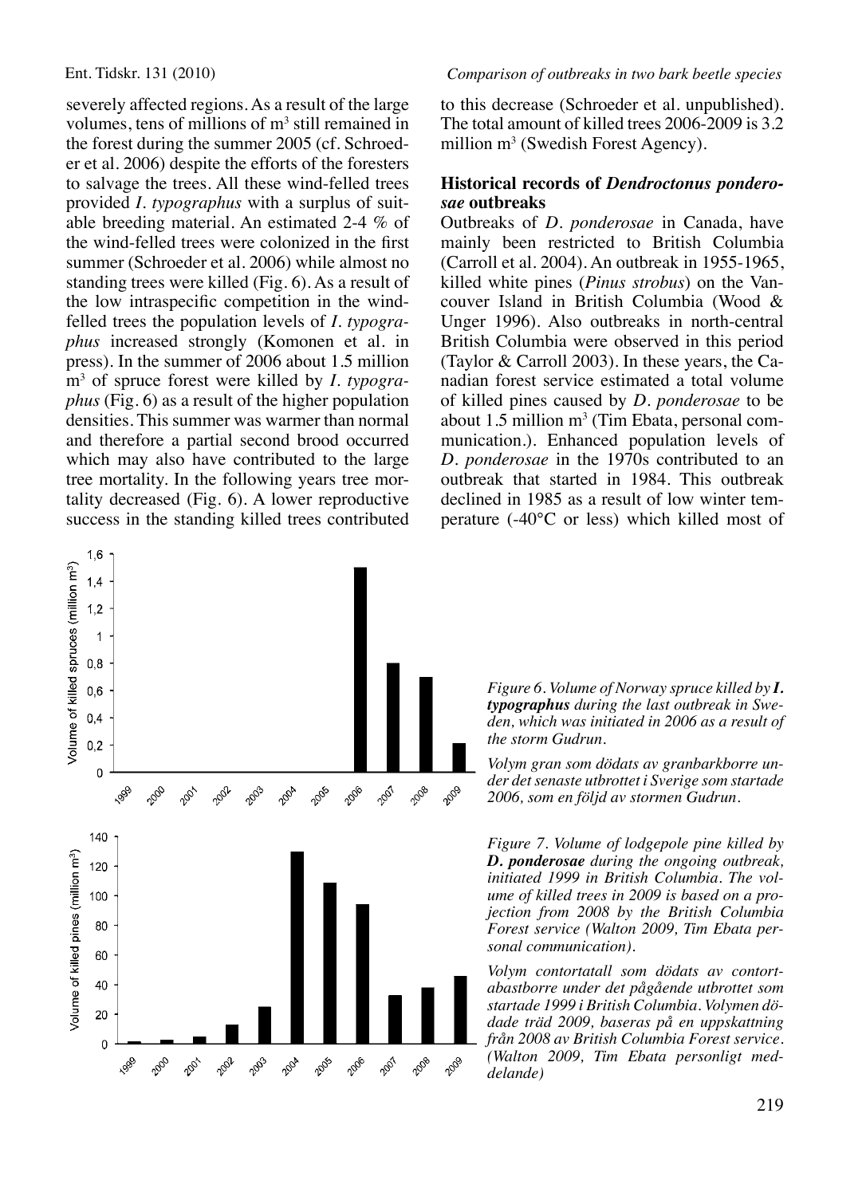severely affected regions. As a result of the large volumes, tens of millions of m$^3$ still remained in the forest during the summer 2005 (cf. Schroeder et al. 2006) despite the efforts of the foresters to salvage the trees. All these wind-felled trees provided *I. typographus* with a surplus of suitable breeding material. An estimated 2-4 % of the wind-felled trees were colonized in the first summer (Schroeder et al. 2006) while almost no standing trees were killed (Fig. 6). As a result of the low intraspecific competition in the wind-felled trees the population levels of *I. typographus* increased strongly (Komonen et al. in press). In the summer of 2006 about 1.5 million m$^3$ of spruce forest were killed by *I. typographus* (Fig. 6) as a result of the higher population densities. This summer was warmer than normal and therefore a partial second brood occurred which may also have contributed to the large tree mortality. In the following years tree mortality decreased (Fig. 6). A lower reproductive success in the standing killed trees contributed to this decrease (Schroeder et al. unpublished). The total amount of killed trees 2006-2009 is 3.2 million m$^3$ (Swedish Forest Agency).

### Historical records of *Dendroctonus ponderosae* outbreaks

Outbreaks of *D. ponderosae* in Canada, have mainly been restricted to British Columbia (Carroll et al. 2004). An outbreak in 1955-1965, killed white pines (*Pinus strobus*) on the Vancouver Island in British Columbia (Wood & Unger 1996). Also outbreaks in north-central British Columbia were observed in this period (Taylor & Carroll 2003). In these years, the Canadian forest service estimated a total volume of killed pines caused by *D. ponderosae* to be about 1.5 million m$^3$ (Tim Ebata, personal communication.). Enhanced population levels of *D. ponderosae* in the 1970s contributed to an outbreak that started in 1984. This outbreak declined in 1985 as a result of low winter temperature (-40°C or less) which killed most of

*Figure 6. Volume of Norway spruce killed by* ***I. typographus*** *during the last outbreak in Sweden, which was initiated in 2006 as a result of the storm Gudrun.*

*Volym gran som dödats av granbarkborre under det senaste utbrottet i Sverige som startade 2006, som en följd av stormen Gudrun.*

*Figure 7. Volume of lodgepole pine killed by* ***D. ponderosae*** *during the ongoing outbreak, initiated 1999 in British Columbia. The volume of killed trees in 2009 is based on a projection from 2008 by the British Columbia Forest service (Walton 2009, Tim Ebata personal communication).*

*Volym contortatall som dödats av contortabastborre under det pågående utbrottet som startade 1999 i British Columbia. Volymen dödade träd 2009, baseras på en uppskattning från 2008 av British Columbia Forest service. (Walton 2009, Tim Ebata personligt meddelande)*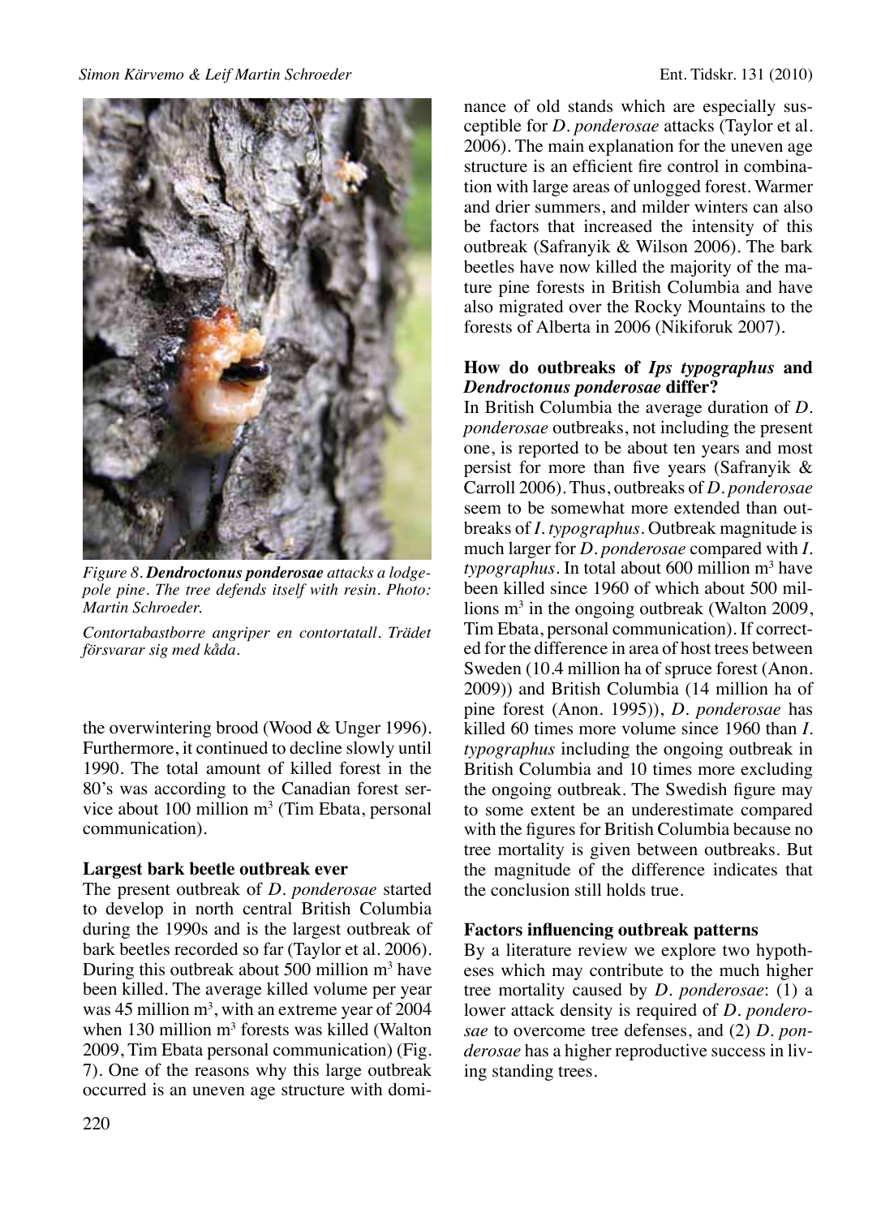*Figure 8. **Dendroctonus ponderosae** attacks a lodgepole pine. The tree defends itself with resin. Photo: Martin Schroeder.*

*Contortabastborre angriper en contortatall. Trädet försvarar sig med kåda.*

the overwintering brood (Wood & Unger 1996). Furthermore, it continued to decline slowly until 1990. The total amount of killed forest in the 80's was according to the Canadian forest service about 100 million m$^3$ (Tim Ebata, personal communication).

### Largest bark beetle outbreak ever

The present outbreak of *D. ponderosae* started to develop in north central British Columbia during the 1990s and is the largest outbreak of bark beetles recorded so far (Taylor et al. 2006). During this outbreak about 500 million m$^3$ have been killed. The average killed volume per year was 45 million m$^3$, with an extreme year of 2004 when 130 million m$^3$ forests was killed (Walton 2009, Tim Ebata personal communication) (Fig. 7). One of the reasons why this large outbreak occurred is an uneven age structure with dominance of old stands which are especially susceptible for *D. ponderosae* attacks (Taylor et al. 2006). The main explanation for the uneven age structure is an efficient fire control in combination with large areas of unlogged forest. Warmer and drier summers, and milder winters can also be factors that increased the intensity of this outbreak (Safranyik & Wilson 2006). The bark beetles have now killed the majority of the mature pine forests in British Columbia and have also migrated over the Rocky Mountains to the forests of Alberta in 2006 (Nikiforuk 2007).

### How do outbreaks of *Ips typographus* and *Dendroctonus ponderosae* differ?

In British Columbia the average duration of *D. ponderosae* outbreaks, not including the present one, is reported to be about ten years and most persist for more than five years (Safranyik & Carroll 2006). Thus, outbreaks of *D. ponderosae* seem to be somewhat more extended than outbreaks of *I. typographus*. Outbreak magnitude is much larger for *D. ponderosae* compared with *I. typographus*. In total about 600 million m$^3$ have been killed since 1960 of which about 500 millions m$^3$ in the ongoing outbreak (Walton 2009, Tim Ebata, personal communication). If corrected for the difference in area of host trees between Sweden (10.4 million ha of spruce forest (Anon. 2009)) and British Columbia (14 million ha of pine forest (Anon. 1995)), *D. ponderosae* has killed 60 times more volume since 1960 than *I. typographus* including the ongoing outbreak in British Columbia and 10 times more excluding the ongoing outbreak. The Swedish figure may to some extent be an underestimate compared with the figures for British Columbia because no tree mortality is given between outbreaks. But the magnitude of the difference indicates that the conclusion still holds true.

### Factors influencing outbreak patterns

By a literature review we explore two hypotheses which may contribute to the much higher tree mortality caused by *D. ponderosae*: (1) a lower attack density is required of *D. ponderosae* to overcome tree defenses, and (2) *D. ponderosae* has a higher reproductive success in living standing trees.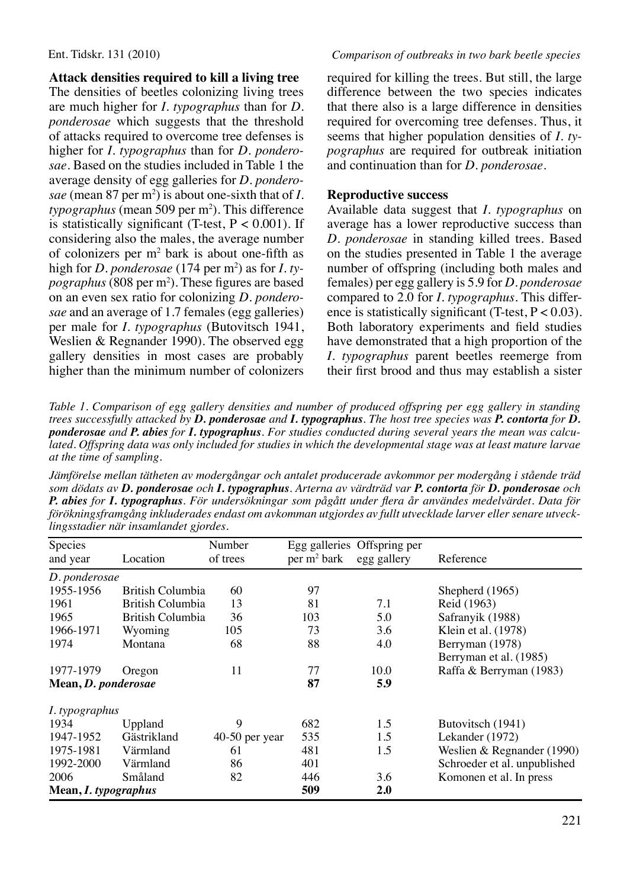### Attack densities required to kill a living tree

The densities of beetles colonizing living trees are much higher for *I. typographus* than for *D. ponderosae* which suggests that the threshold of attacks required to overcome tree defenses is higher for *I. typographus* than for *D. ponderosae*. Based on the studies included in Table 1 the average density of egg galleries for *D. ponderosae* (mean 87 per $m^2$) is about one-sixth that of *I. typographus* (mean 509 per $m^2$). This difference is statistically significant (T-test, $P < 0.001$). If considering also the males, the average number of colonizers per $m^2$ bark is about one-fifth as high for *D. ponderosae* (174 per $m^2$) as for *I. typographus* (808 per $m^2$). These figures are based on an even sex ratio for colonizing *D. ponderosae* and an average of 1.7 females (egg galleries) per male for *I. typographus* (Butovitsch 1941, Weslien & Regnander 1990). The observed egg gallery densities in most cases are probably higher than the minimum number of colonizers required for killing the trees. But still, the large difference between the two species indicates that there also is a large difference in densities required for overcoming tree defenses. Thus, it seems that higher population densities of *I. typographus* are required for outbreak initiation and continuation than for *D. ponderosae*.

### Reproductive success

Available data suggest that *I. typographus* on average has a lower reproductive success than *D. ponderosae* in standing killed trees. Based on the studies presented in Table 1 the average number of offspring (including both males and females) per egg gallery is 5.9 for *D. ponderosae* compared to 2.0 for *I. typographus*. This difference is statistically significant (T-test, $P < 0.03$). Both laboratory experiments and field studies have demonstrated that a high proportion of the *I. typographus* parent beetles reemerge from their first brood and thus may establish a sister

*Table 1. Comparison of egg gallery densities and number of produced offspring per egg gallery in standing trees successfully attacked by **D. ponderosae** and **I. typographus**. The host tree species was **P. contorta** for **D. ponderosae** and **P. abies** for **I. typographus**. For studies conducted during several years the mean was calculated. Offspring data was only included for studies in which the developmental stage was at least mature larvae at the time of sampling.*

*Jämförelse mellan tätheten av modergångar och antalet producerade avkommor per modergång i stående träd som dödats av **D. ponderosae** och **I. typographus**. Arterna av värdträd var **P. contorta** för **D. ponderosae** och **P. abies** för **I. typographus**. För undersökningar som pågått under flera år användes medelvärdet. Data för förökningsframgång inkluderades endast om avkomman utgjordes av fullt utvecklade larver eller senare utvecklingsstadier när insamlandet gjordes.*

| Species and year | Location | Number of trees | Egg galleries per $m^2$ bark | Offspring per egg gallery | Reference |
|---|---|---|---|---|---|
| *D. ponderosae* | | | | | |
| 1955-1956 | British Columbia | 60 | 97 | | Shepherd (1965) |
| 1961 | British Columbia | 13 | 81 | 7.1 | Reid (1963) |
| 1965 | British Columbia | 36 | 103 | 5.0 | Safranyik (1988) |
| 1966-1971 | Wyoming | 105 | 73 | 3.6 | Klein et al. (1978) |
| 1974 | Montana | 68 | 88 | 4.0 | Berryman (1978) Berryman et al. (1985) |
| 1977-1979 | Oregon | 11 | 77 | 10.0 | Raffa & Berryman (1983) |
| **Mean, *D. ponderosae*** | | | **87** | **5.9** | |
| *I. typographus* | | | | | |
| 1934 | Uppland | 9 | 682 | 1.5 | Butovitsch (1941) |
| 1947-1952 | Gästrikland | 40-50 per year | 535 | 1.5 | Lekander (1972) |
| 1975-1981 | Värmland | 61 | 481 | 1.5 | Weslien & Regnander (1990) |
| 1992-2000 | Värmland | 86 | 401 | | Schroeder et al. unpublished |
| 2006 | Småland | 82 | 446 | 3.6 | Komonen et al. In press |
| **Mean, *I. typographus*** | | | **509** | **2.0** | |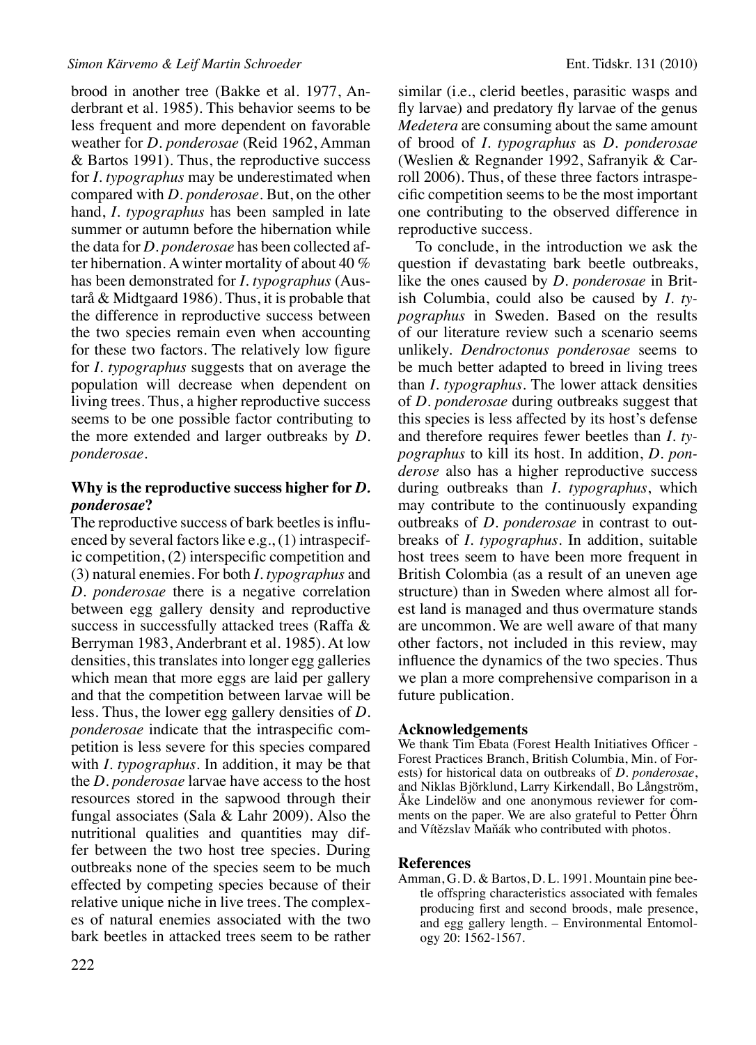brood in another tree (Bakke et al. 1977, Anderbrant et al. 1985). This behavior seems to be less frequent and more dependent on favorable weather for *D. ponderosae* (Reid 1962, Amman & Bartos 1991). Thus, the reproductive success for *I. typographus* may be underestimated when compared with *D. ponderosae*. But, on the other hand, *I. typographus* has been sampled in late summer or autumn before the hibernation while the data for *D. ponderosae* has been collected after hibernation. A winter mortality of about 40 % has been demonstrated for *I. typographus* (Austarå & Midtgaard 1986). Thus, it is probable that the difference in reproductive success between the two species remain even when accounting for these two factors. The relatively low figure for *I. typographus* suggests that on average the population will decrease when dependent on living trees. Thus, a higher reproductive success seems to be one possible factor contributing to the more extended and larger outbreaks by *D. ponderosae*.

### Why is the reproductive success higher for *D. ponderosae*?

The reproductive success of bark beetles is influenced by several factors like e.g., (1) intraspecific competition, (2) interspecific competition and (3) natural enemies. For both *I. typographus* and *D. ponderosae* there is a negative correlation between egg gallery density and reproductive success in successfully attacked trees (Raffa & Berryman 1983, Anderbrant et al. 1985). At low densities, this translates into longer egg galleries which mean that more eggs are laid per gallery and that the competition between larvae will be less. Thus, the lower egg gallery densities of *D. ponderosae* indicate that the intraspecific competition is less severe for this species compared with *I. typographus*. In addition, it may be that the *D. ponderosae* larvae have access to the host resources stored in the sapwood through their fungal associates (Sala & Lahr 2009). Also the nutritional qualities and quantities may differ between the two host tree species. During outbreaks none of the species seem to be much effected by competing species because of their relative unique niche in live trees. The complexes of natural enemies associated with the two bark beetles in attacked trees seem to be rather similar (i.e., clerid beetles, parasitic wasps and fly larvae) and predatory fly larvae of the genus *Medetera* are consuming about the same amount of brood of *I. typographus* as *D. ponderosae* (Weslien & Regnander 1992, Safranyik & Carroll 2006). Thus, of these three factors intraspecific competition seems to be the most important one contributing to the observed difference in reproductive success.

To conclude, in the introduction we ask the question if devastating bark beetle outbreaks, like the ones caused by *D. ponderosae* in British Columbia, could also be caused by *I. typographus* in Sweden. Based on the results of our literature review such a scenario seems unlikely. *Dendroctonus ponderosae* seems to be much better adapted to breed in living trees than *I. typographus*. The lower attack densities of *D. ponderosae* during outbreaks suggest that this species is less affected by its host's defense and therefore requires fewer beetles than *I. typographus* to kill its host. In addition, *D. ponderose* also has a higher reproductive success during outbreaks than *I. typographus*, which may contribute to the continuously expanding outbreaks of *D. ponderosae* in contrast to outbreaks of *I. typographus*. In addition, suitable host trees seem to have been more frequent in British Colombia (as a result of an uneven age structure) than in Sweden where almost all forest land is managed and thus overmature stands are uncommon. We are well aware of that many other factors, not included in this review, may influence the dynamics of the two species. Thus we plan a more comprehensive comparison in a future publication.

### Acknowledgements

We thank Tim Ebata (Forest Health Initiatives Officer - Forest Practices Branch, British Columbia, Min. of Forests) for historical data on outbreaks of *D. ponderosae*, and Niklas Björklund, Larry Kirkendall, Bo Långström, Åke Lindelöw and one anonymous reviewer for comments on the paper. We are also grateful to Petter Öhrn and Vítězslav Maňák who contributed with photos.

### References

Amman, G. D. & Bartos, D. L. 1991. Mountain pine beetle offspring characteristics associated with females producing first and second broods, male presence, and egg gallery length. – Environmental Entomology 20: 1562-1567.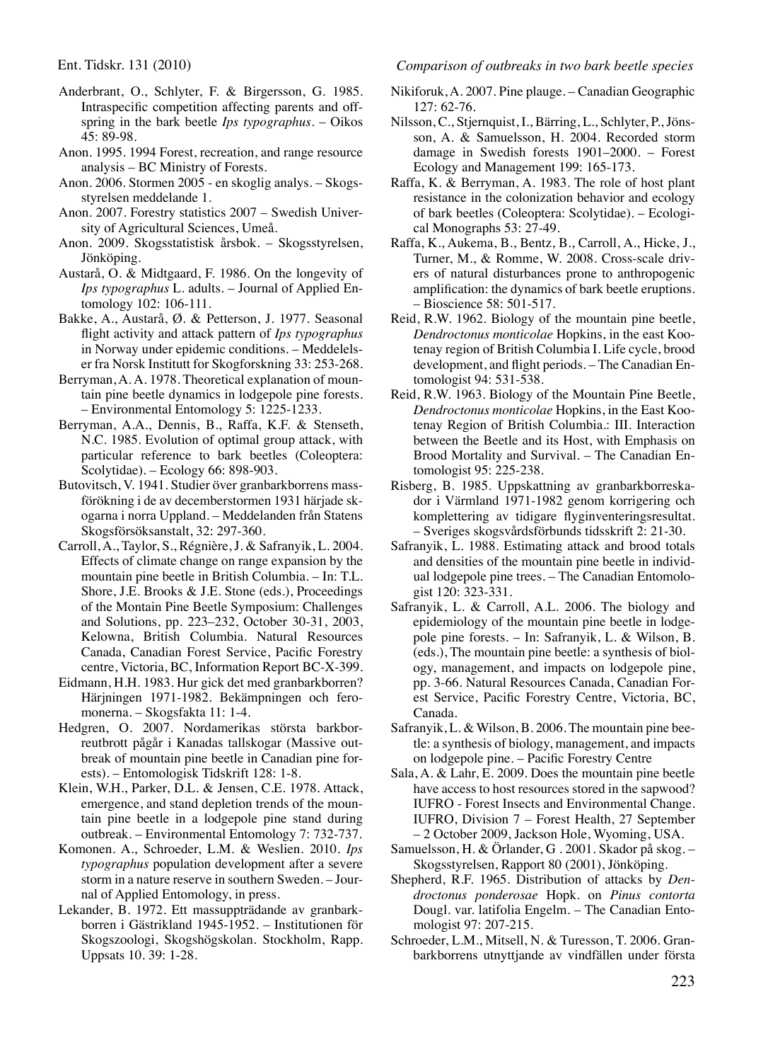Anderbrant, O., Schlyter, F. & Birgersson, G. 1985. Intraspecific competition affecting parents and offspring in the bark beetle *Ips typographus*. – Oikos 45: 89-98.

Anon. 1995. 1994 Forest, recreation, and range resource analysis – BC Ministry of Forests.

Anon. 2006. Stormen 2005 - en skoglig analys. – Skogsstyrelsen meddelande 1.

Anon. 2007. Forestry statistics 2007 – Swedish University of Agricultural Sciences, Umeå.

Anon. 2009. Skogsstatistisk årsbok. – Skogsstyrelsen, Jönköping.

Austarå, O. & Midtgaard, F. 1986. On the longevity of *Ips typographus* L. adults. – Journal of Applied Entomology 102: 106-111.

Bakke, A., Austarå, Ø. & Petterson, J. 1977. Seasonal flight activity and attack pattern of *Ips typographus* in Norway under epidemic conditions. – Meddelelser fra Norsk Institutt for Skogforskning 33: 253-268.

Berryman, A. A. 1978. Theoretical explanation of mountain pine beetle dynamics in lodgepole pine forests. – Environmental Entomology 5: 1225-1233.

Berryman, A.A., Dennis, B., Raffa, K.F. & Stenseth, N.C. 1985. Evolution of optimal group attack, with particular reference to bark beetles (Coleoptera: Scolytidae). – Ecology 66: 898-903.

Butovitsch, V. 1941. Studier över granbarkborrens massförökning i de av decemberstormen 1931 härjade skogarna i norra Uppland. – Meddelanden från Statens Skogsförsöksanstalt, 32: 297-360.

Carroll, A., Taylor, S., Régnière, J. & Safranyik, L. 2004. Effects of climate change on range expansion by the mountain pine beetle in British Columbia. – In: T.L. Shore, J.E. Brooks & J.E. Stone (eds.), Proceedings of the Montain Pine Beetle Symposium: Challenges and Solutions, pp. 223–232, October 30-31, 2003, Kelowna, British Columbia. Natural Resources Canada, Canadian Forest Service, Pacific Forestry centre, Victoria, BC, Information Report BC-X-399.

Eidmann, H.H. 1983. Hur gick det med granbarkborren? Härjningen 1971-1982. Bekämpningen och feromonerna. – Skogsfakta 11: 1-4.

Hedgren, O. 2007. Nordamerikas största barkborreutbrott pågår i Kanadas tallskogar (Massive outbreak of mountain pine beetle in Canadian pine forests). – Entomologisk Tidskrift 128: 1-8.

Klein, W.H., Parker, D.L. & Jensen, C.E. 1978. Attack, emergence, and stand depletion trends of the mountain pine beetle in a lodgepole pine stand during outbreak. – Environmental Entomology 7: 732-737.

Komonen. A., Schroeder, L.M. & Weslien. 2010. *Ips typographus* population development after a severe storm in a nature reserve in southern Sweden. – Journal of Applied Entomology, in press.

Lekander, B. 1972. Ett massuppträdande av granbarkborren i Gästrikland 1945-1952. – Institutionen för Skogszoologi, Skogshögskolan. Stockholm, Rapp. Uppsats 10. 39: 1-28.

Nikiforuk, A. 2007. Pine plauge. – Canadian Geographic 127: 62-76.

Nilsson, C., Stjernquist, I., Bärring, L., Schlyter, P., Jönsson, A. & Samuelsson, H. 2004. Recorded storm damage in Swedish forests 1901–2000. – Forest Ecology and Management 199: 165-173.

Raffa, K. & Berryman, A. 1983. The role of host plant resistance in the colonization behavior and ecology of bark beetles (Coleoptera: Scolytidae). – Ecological Monographs 53: 27-49.

Raffa, K., Aukema, B., Bentz, B., Carroll, A., Hicke, J., Turner, M., & Romme, W. 2008. Cross-scale drivers of natural disturbances prone to anthropogenic amplification: the dynamics of bark beetle eruptions. – Bioscience 58: 501-517.

Reid, R.W. 1962. Biology of the mountain pine beetle, *Dendroctonus monticolae* Hopkins, in the east Kootenay region of British Columbia I. Life cycle, brood development, and flight periods. – The Canadian Entomologist 94: 531-538.

Reid, R.W. 1963. Biology of the Mountain Pine Beetle, *Dendroctonus monticolae* Hopkins, in the East Kootenay Region of British Columbia.: III. Interaction between the Beetle and its Host, with Emphasis on Brood Mortality and Survival. – The Canadian Entomologist 95: 225-238.

Risberg, B. 1985. Uppskattning av granbarkborreskador i Värmland 1971-1982 genom korrigering och komplettering av tidigare flyginventeringsresultat. – Sveriges skogsvårdsförbunds tidsskrift 2: 21-30.

Safranyik, L. 1988. Estimating attack and brood totals and densities of the mountain pine beetle in individual lodgepole pine trees. – The Canadian Entomologist 120: 323-331.

Safranyik, L. & Carroll, A.L. 2006. The biology and epidemiology of the mountain pine beetle in lodgepole pine forests. – In: Safranyik, L. & Wilson, B. (eds.), The mountain pine beetle: a synthesis of biology, management, and impacts on lodgepole pine, pp. 3-66. Natural Resources Canada, Canadian Forest Service, Pacific Forestry Centre, Victoria, BC, Canada.

Safranyik, L. & Wilson, B. 2006. The mountain pine beetle: a synthesis of biology, management, and impacts on lodgepole pine. – Pacific Forestry Centre

Sala, A. & Lahr, E. 2009. Does the mountain pine beetle have access to host resources stored in the sapwood? IUFRO - Forest Insects and Environmental Change. IUFRO, Division 7 – Forest Health, 27 September – 2 October 2009, Jackson Hole, Wyoming, USA.

Samuelsson, H. & Örlander, G . 2001. Skador på skog. – Skogsstyrelsen, Rapport 80 (2001), Jönköping.

Shepherd, R.F. 1965. Distribution of attacks by *Dendroctonus ponderosae* Hopk. on *Pinus contorta* Dougl. var. latifolia Engelm. – The Canadian Entomologist 97: 207-215.

Schroeder, L.M., Mitsell, N. & Turesson, T. 2006. Granbarkborrens utnyttjande av vindfällen under första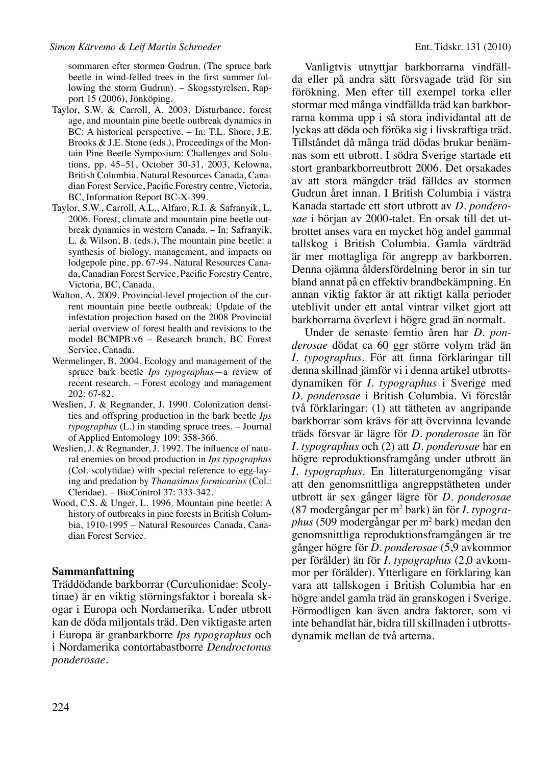sommaren efter stormen Gudrun. (The spruce bark beetle in wind-felled trees in the first summer following the storm Gudrun). – Skogsstyrelsen, Rapport 15 (2006), Jönköping.

Taylor, S.W. & Carroll, A. 2003. Disturbance, forest age, and mountain pine beetle outbreak dynamics in BC: A historical perspective. – In: T.L. Shore, J.E. Brooks & J.E. Stone (eds.), Proceedings of the Mountain Pine Beetle Symposium: Challenges and Solutions, pp. 45–51, October 30-31, 2003, Kelowna, British Columbia. Natural Resources Canada, Canadian Forest Service, Pacific Forestry centre, Victoria, BC, Information Report BC-X-399.

Taylor, S.W., Carroll, A.L., Alfaro, R.I. & Safranyik, L. 2006. Forest, climate and mountain pine beetle outbreak dynamics in western Canada. – In: Safranyik, L. & Wilson, B. (eds.), The mountain pine beetle: a synthesis of biology, management, and impacts on lodgepole pine, pp. 67-94. Natural Resources Canada, Canadian Forest Service, Pacific Forestry Centre, Victoria, BC, Canada.

Walton, A. 2009. Provincial-level projection of the current mountain pine beetle outbreak: Update of the infestation projection based on the 2008 Provincial aerial overview of forest health and revisions to the model BCMPB.v6 – Research branch, BC Forest Service, Canada.

Wermelinger, B. 2004. Ecology and management of the spruce bark beetle *Ips typographus*—a review of recent research. – Forest ecology and management 202: 67-82.

Weslien, J. & Regnander, J. 1990. Colonization densities and offspring production in the bark beetle *Ips typographus* (L.) in standing spruce trees. – Journal of Applied Entomology 109: 358-366.

Weslien, J. & Regnander, J. 1992. The influence of natural enemies on brood production in *Ips typographus* (Col. scolytidae) with special reference to egg-laying and predation by *Thanasimus formicarius* (Col.: Cleridae). – BioControl 37: 333-342.

Wood, C.S. & Unger, L. 1996. Mountain pine beetle: A history of outbreaks in pine forests in British Columbia, 1910-1995 – Natural Resources Canada, Canadian Forest Service.

## Sammanfattning

Träddödande barkborrar (Curculionidae: Scolytinae) är en viktig störningsfaktor i boreala skogar i Europa och Nordamerika. Under utbrott kan de döda miljontals träd. Den viktigaste arten i Europa är granbarkborre *Ips typographus* och i Nordamerika contortabastborre *Dendroctonus ponderosae*.

Vanligtvis utnyttjar barkborrarna vindfällda eller på andra sätt försvagade träd för sin förökning. Men efter till exempel torka eller stormar med många vindfällda träd kan barkborrarna komma upp i så stora individantal att de lyckas att döda och föröka sig i livskraftiga träd. Tillståndet då många träd dödas brukar benämnas som ett utbrott. I södra Sverige startade ett stort granbarkborreutbrott 2006. Det orsakades av att stora mängder träd fälldes av stormen Gudrun året innan. I British Columbia i västra Kanada startade ett stort utbrott av *D. ponderosae* i början av 2000-talet. En orsak till det utbrottet anses vara en mycket hög andel gammal tallskog i British Columbia. Gamla värdträd är mer mottagliga för angrepp av barkborren. Denna ojämna åldersfördelning beror in sin tur bland annat på en effektiv brandbekämpning. En annan viktig faktor är att riktigt kalla perioder uteblivit under ett antal vintrar vilket gjort att barkborrarna överlevt i högre grad än normalt.

Under de senaste femtio åren har *D. ponderosae* dödat ca 60 ggr större volym träd än *I. typographus*. För att finna förklaringar till denna skillnad jämför vi i denna artikel utbrottsdynamiken för *I. typographus* i Sverige med *D. ponderosae* i British Columbia. Vi föreslår två förklaringar: (1) att tätheten av angripande barkborrar som krävs för att övervinna levande träds försvar är lägre för *D. ponderosae* än för *I. typographus* och (2) att *D. ponderosae* har en högre reproduktionsframgång under utbrott än *I. typographus*. En litteraturgenomgång visar att den genomsnittliga angreppstätheten under utbrott är sex gånger lägre för *D. ponderosae* (87 modergångar per m$^2$ bark) än för *I. typographus* (509 modergångar per m$^2$ bark) medan den genomsnittliga reproduktionsframgången är tre gånger högre för *D. ponderosae* (5,9 avkommor per förälder) än för *I. typographus* (2,0 avkommor per förälder). Ytterligare en förklaring kan vara att tallskogen i British Columbia har en högre andel gamla träd än granskogen i Sverige. Förmodligen kan även andra faktorer, som vi inte behandlat här, bidra till skillnaden i utbrottsdynamik mellan de två arterna.